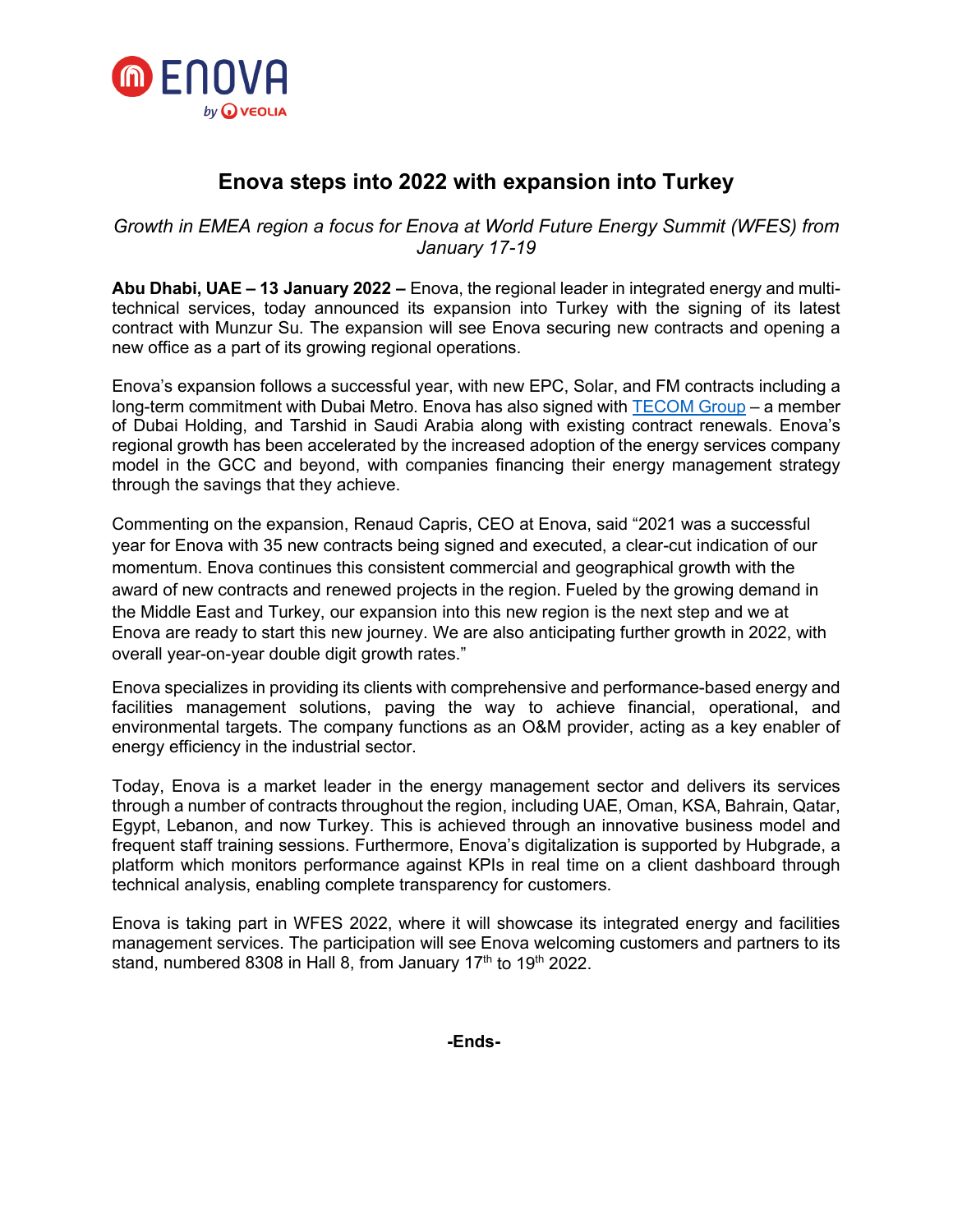# Enova steps into 2022 with expansion into Turkey

*Growth in EMEA region a focus for Enova at World Future Energy Summit (WFES) from January 17-19*

**Abu Dhabi, UAE – 13 January 2022 –** Enova, the regional leader in integrated energy and multi-technical services, today announced its expansion into Turkey with the signing of its latest contract with Munzur Su. The expansion will see Enova securing new contracts and opening a new office as a part of its growing regional operations.

Enova's expansion follows a successful year, with new EPC, Solar, and FM contracts including a long-term commitment with Dubai Metro. Enova has also signed with TECOM Group – a member of Dubai Holding, and Tarshid in Saudi Arabia along with existing contract renewals. Enova's regional growth has been accelerated by the increased adoption of the energy services company model in the GCC and beyond, with companies financing their energy management strategy through the savings that they achieve.

Commenting on the expansion, Renaud Capris, CEO at Enova, said "2021 was a successful year for Enova with 35 new contracts being signed and executed, a clear-cut indication of our momentum. Enova continues this consistent commercial and geographical growth with the award of new contracts and renewed projects in the region. Fueled by the growing demand in the Middle East and Turkey, our expansion into this new region is the next step and we at Enova are ready to start this new journey. We are also anticipating further growth in 2022, with overall year-on-year double digit growth rates."

Enova specializes in providing its clients with comprehensive and performance-based energy and facilities management solutions, paving the way to achieve financial, operational, and environmental targets. The company functions as an O&M provider, acting as a key enabler of energy efficiency in the industrial sector.

Today, Enova is a market leader in the energy management sector and delivers its services through a number of contracts throughout the region, including UAE, Oman, KSA, Bahrain, Qatar, Egypt, Lebanon, and now Turkey. This is achieved through an innovative business model and frequent staff training sessions. Furthermore, Enova's digitalization is supported by Hubgrade, a platform which monitors performance against KPIs in real time on a client dashboard through technical analysis, enabling complete transparency for customers.

Enova is taking part in WFES 2022, where it will showcase its integrated energy and facilities management services. The participation will see Enova welcoming customers and partners to its stand, numbered 8308 in Hall 8, from January 17th to 19th 2022.

**-Ends-**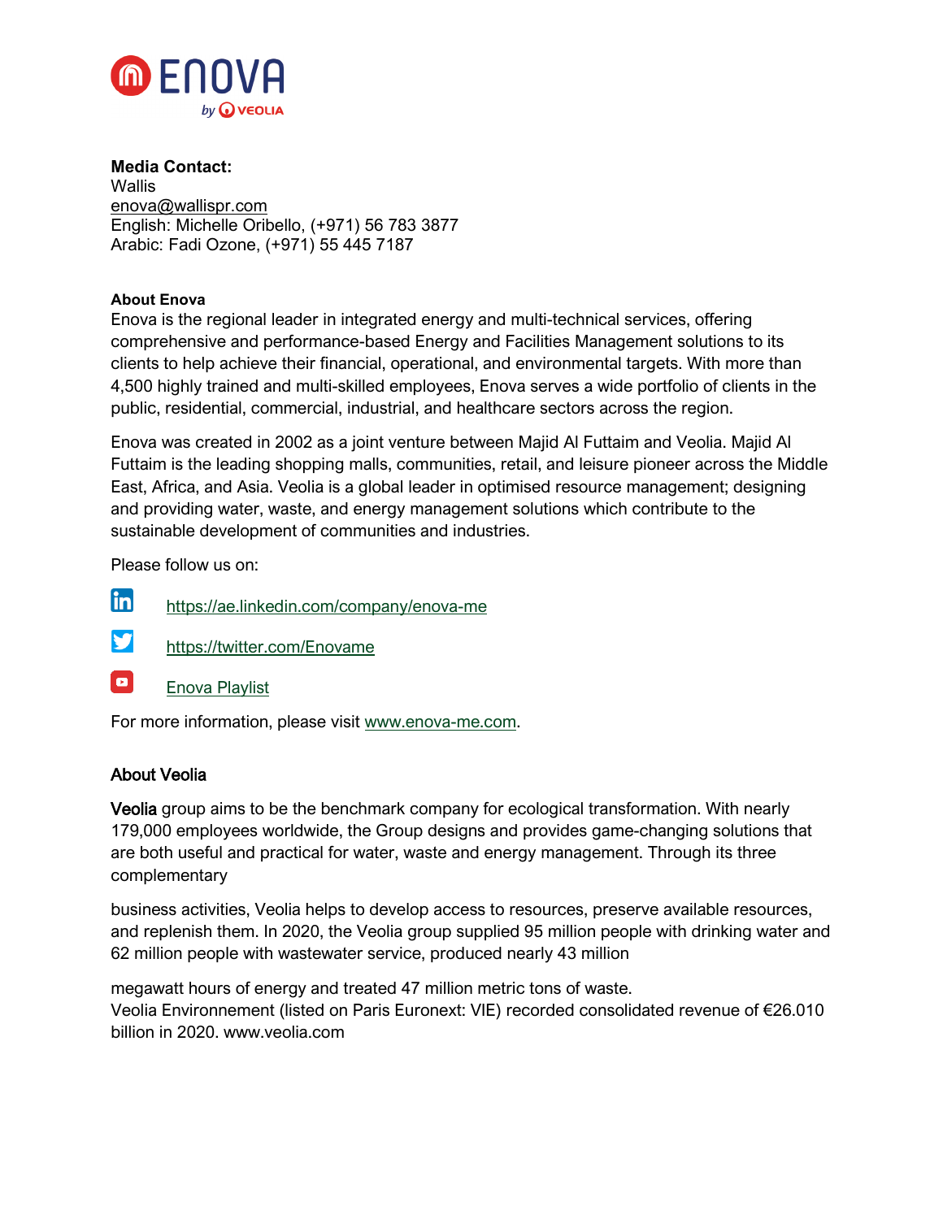**Media Contact:**
Wallis
enova@wallispr.com
English: Michelle Oribello, (+971) 56 783 3877
Arabic: Fadi Ozone, (+971) 55 445 7187

**About Enova**

Enova is the regional leader in integrated energy and multi-technical services, offering comprehensive and performance-based Energy and Facilities Management solutions to its clients to help achieve their financial, operational, and environmental targets. With more than 4,500 highly trained and multi-skilled employees, Enova serves a wide portfolio of clients in the public, residential, commercial, industrial, and healthcare sectors across the region.

Enova was created in 2002 as a joint venture between Majid Al Futtaim and Veolia. Majid Al Futtaim is the leading shopping malls, communities, retail, and leisure pioneer across the Middle East, Africa, and Asia. Veolia is a global leader in optimised resource management; designing and providing water, waste, and energy management solutions which contribute to the sustainable development of communities and industries.

Please follow us on:

- https://ae.linkedin.com/company/enova-me
- https://twitter.com/Enovame
- Enova Playlist

For more information, please visit www.enova-me.com.

**About Veolia**

**Veolia** group aims to be the benchmark company for ecological transformation. With nearly 179,000 employees worldwide, the Group designs and provides game-changing solutions that are both useful and practical for water, waste and energy management. Through its three complementary business activities, Veolia helps to develop access to resources, preserve available resources, and replenish them. In 2020, the Veolia group supplied 95 million people with drinking water and 62 million people with wastewater service, produced nearly 43 million megawatt hours of energy and treated 47 million metric tons of waste.

Veolia Environnement (listed on Paris Euronext: VIE) recorded consolidated revenue of €26.010 billion in 2020. www.veolia.com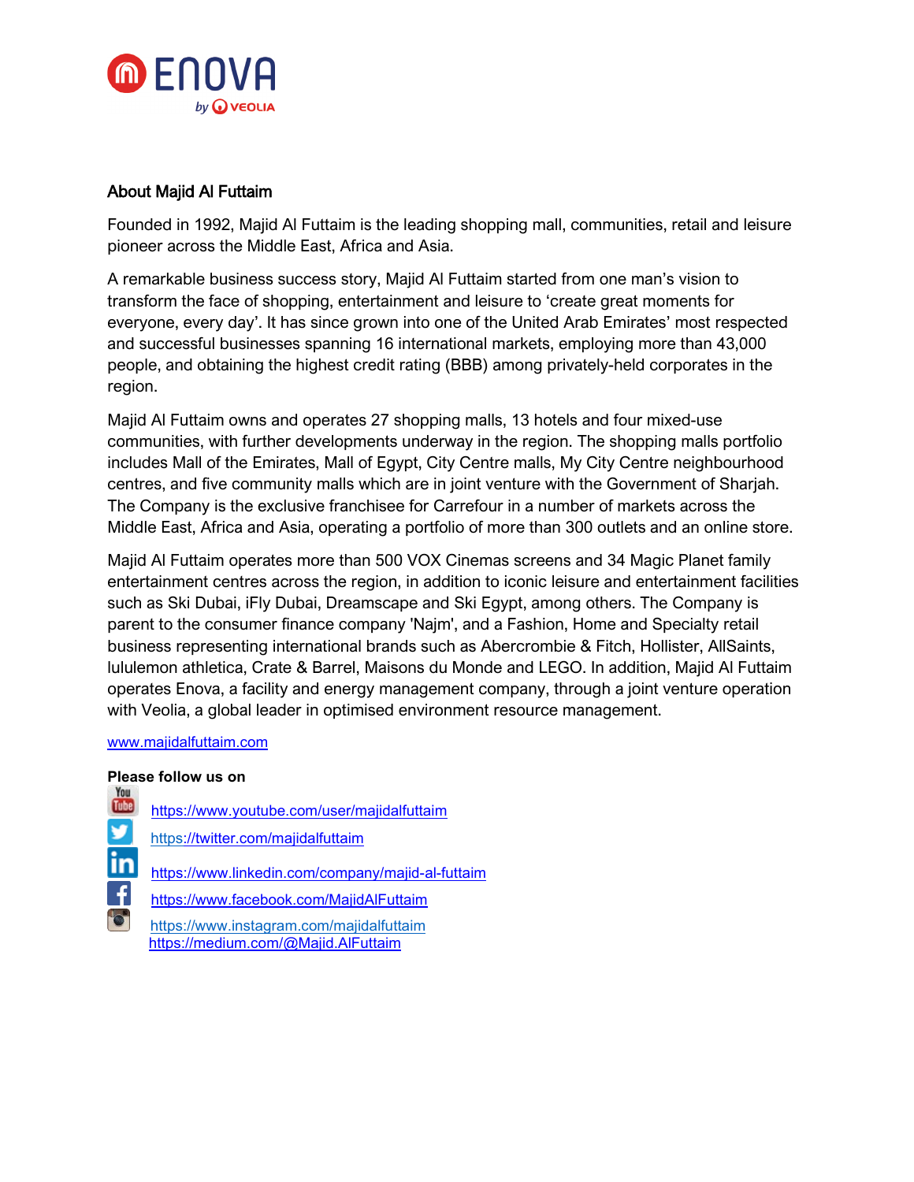## About Majid Al Futtaim

Founded in 1992, Majid Al Futtaim is the leading shopping mall, communities, retail and leisure pioneer across the Middle East, Africa and Asia.

A remarkable business success story, Majid Al Futtaim started from one man's vision to transform the face of shopping, entertainment and leisure to 'create great moments for everyone, every day'. It has since grown into one of the United Arab Emirates' most respected and successful businesses spanning 16 international markets, employing more than 43,000 people, and obtaining the highest credit rating (BBB) among privately-held corporates in the region.

Majid Al Futtaim owns and operates 27 shopping malls, 13 hotels and four mixed-use communities, with further developments underway in the region. The shopping malls portfolio includes Mall of the Emirates, Mall of Egypt, City Centre malls, My City Centre neighbourhood centres, and five community malls which are in joint venture with the Government of Sharjah. The Company is the exclusive franchisee for Carrefour in a number of markets across the Middle East, Africa and Asia, operating a portfolio of more than 300 outlets and an online store.

Majid Al Futtaim operates more than 500 VOX Cinemas screens and 34 Magic Planet family entertainment centres across the region, in addition to iconic leisure and entertainment facilities such as Ski Dubai, iFly Dubai, Dreamscape and Ski Egypt, among others. The Company is parent to the consumer finance company 'Najm', and a Fashion, Home and Specialty retail business representing international brands such as Abercrombie & Fitch, Hollister, AllSaints, lululemon athletica, Crate & Barrel, Maisons du Monde and LEGO. In addition, Majid Al Futtaim operates Enova, a facility and energy management company, through a joint venture operation with Veolia, a global leader in optimised environment resource management.

www.majidalfuttaim.com

**Please follow us on**

https://www.youtube.com/user/majidalfuttaim

https://twitter.com/majidalfuttaim

https://www.linkedin.com/company/majid-al-futtaim

https://www.facebook.com/MajidAlFuttaim

https://www.instagram.com/majidalfuttaim

https://medium.com/@Majid.AlFuttaim